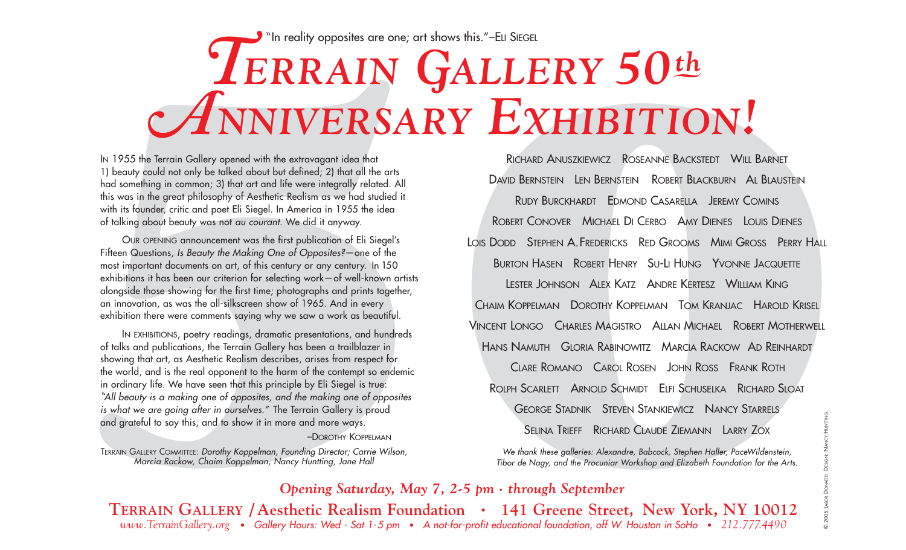"In reality opposites are one; art shows this."—Eli Siegel

# Terrain Gallery 50th Anniversary Exhibition!

In 1955 the Terrain Gallery opened with the extravagant idea that 1) beauty could not only be talked about but defined; 2) that all the arts had something in common; 3) that art and life were integrally related. All this was in the great philosophy of Aesthetic Realism as we had studied it with its founder, critic and poet Eli Siegel. In America in 1955 the idea of talking about beauty was not *au courant.* We did it anyway.

Our opening announcement was the first publication of Eli Siegel's Fifteen Questions, *Is Beauty the Making One of Opposites?*—one of the most important documents on art, of this century or any century. In 150 exhibitions it has been our criterion for selecting work—of well-known artists alongside those showing for the first time; photographs and prints together, an innovation, as was the all-silkscreen show of 1965. And in every exhibition there were comments saying why we saw a work as beautiful.

In exhibitions, poetry readings, dramatic presentations, and hundreds of talks and publications, the Terrain Gallery has been a trailblazer in showing that art, as Aesthetic Realism describes, arises from respect for the world, and is the real opponent to the harm of the contempt so endemic in ordinary life. We have seen that this principle by Eli Siegel is true: *"All beauty is a making one of opposites, and the making one of opposites is what we are going after in ourselves."* The Terrain Gallery is proud and grateful to say this, and to show it in more and more ways.

—Dorothy Koppelman

Terrain Gallery Committee: *Dorothy Koppelman, Founding Director; Carrie Wilson, Marcia Rackow, Chaim Koppelman, Nancy Huntting, Jane Hall*

Richard Anuszkiewicz Roseanne Backstedt Will Barnet
David Bernstein Len Bernstein Robert Blackburn Al Blaustein
Rudy Burckhardt Edmond Casarella Jeremy Comins
Robert Conover Michael Di Cerbo Amy Dienes Louis Dienes
Lois Dodd Stephen A. Fredericks Red Grooms Mimi Gross Perry Hall
Burton Hasen Robert Henry Su-Li Hung Yvonne Jacquette
Lester Johnson Alex Katz Andre Kertesz William King
Chaim Koppelman Dorothy Koppelman Tom Kranjac Harold Krisel
Vincent Longo Charles Magistro Allan Michael Robert Motherwell
Hans Namuth Gloria Rabinowitz Marcia Rackow Ad Reinhardt
Clare Romano Carol Rosen John Ross Frank Roth
Rolph Scarlett Arnold Schmidt Elfi Schuselka Richard Sloat
George Stadnik Steven Stankiewicz Nancy Starrels
Selina Trieff Richard Claude Ziemann Larry Zox

*We thank these galleries: Alexandre, Babcock, Stephen Haller, PaceWildenstein, Tibor de Nagy, and the Procuniar Workshop and Elizabeth Foundation for the Arts.*

*Opening Saturday, May 7, 2-5 pm · through September*

**Terrain Gallery / Aesthetic Realism Foundation • 141 Greene Street, New York, NY 10012**

*www.TerrainGallery.org • Gallery Hours: Wed - Sat 1-5 pm • A not-for-profit educational foundation, off W. Houston in SoHo • 212.777.4490*

© 2005 Labor Donated. Design: Nancy Huntting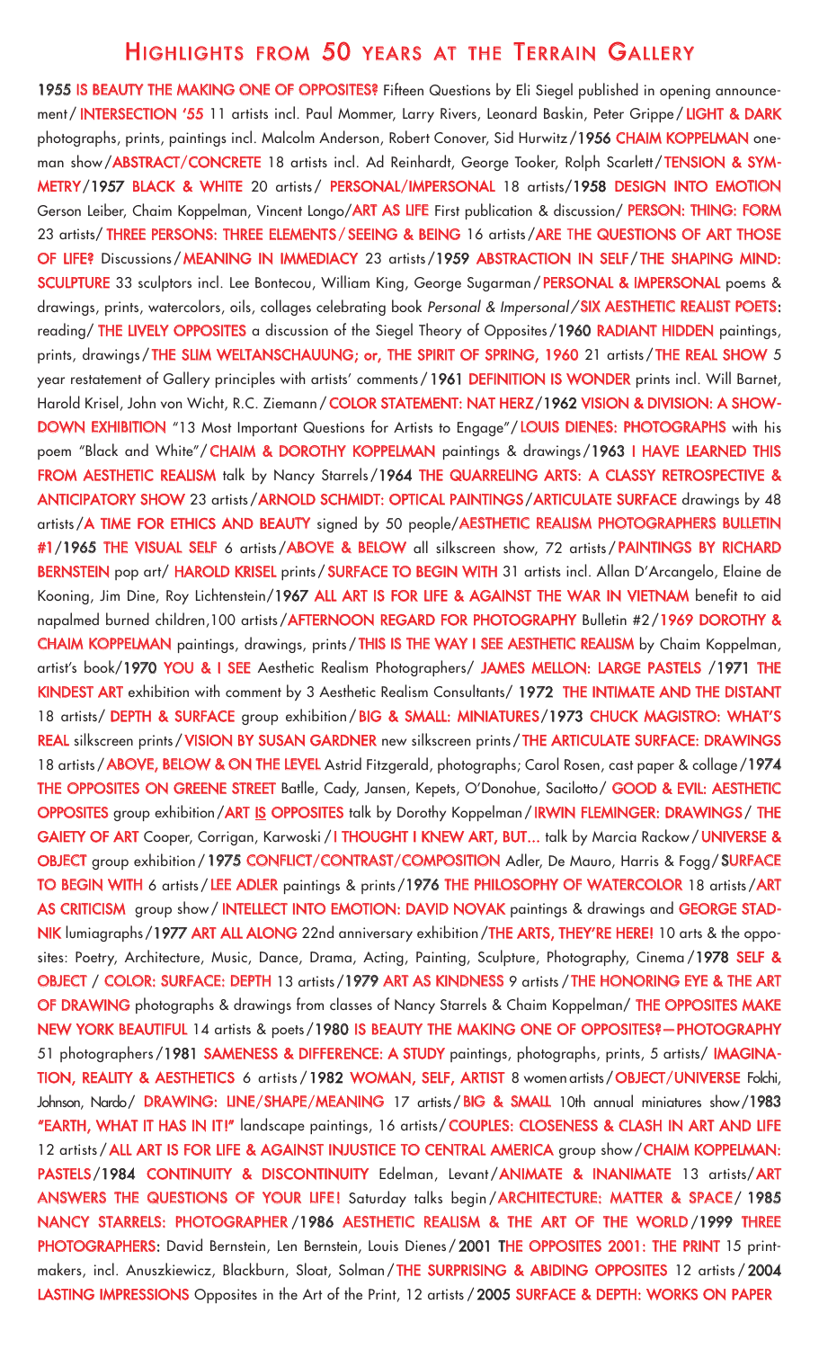# Highlights from 50 years at the Terrain Gallery

**1955** **IS BEAUTY THE MAKING ONE OF OPPOSITES?** Fifteen Questions by Eli Siegel published in opening announcement / **INTERSECTION '55** 11 artists incl. Paul Mommer, Larry Rivers, Leonard Baskin, Peter Grippe / **LIGHT & DARK** photographs, prints, paintings incl. Malcolm Anderson, Robert Conover, Sid Hurwitz / **1956** **CHAIM KOPPELMAN** one-man show / **ABSTRACT/CONCRETE** 18 artists incl. Ad Reinhardt, George Tooker, Rolph Scarlett / **TENSION & SYMMETRY** / **1957** **BLACK & WHITE** 20 artists / **PERSONAL/IMPERSONAL** 18 artists / **1958** **DESIGN INTO EMOTION** Gerson Leiber, Chaim Koppelman, Vincent Longo / **ART AS LIFE** First publication & discussion / **PERSON: THING: FORM** 23 artists / **THREE PERSONS: THREE ELEMENTS** / **SEEING & BEING** 16 artists / **ARE THE QUESTIONS OF ART THOSE OF LIFE?** Discussions / **MEANING IN IMMEDIACY** 23 artists / **1959** **ABSTRACTION IN SELF** / **THE SHAPING MIND: SCULPTURE** 33 sculptors incl. Lee Bontecou, William King, George Sugarman / **PERSONAL & IMPERSONAL** poems & drawings, prints, watercolors, oils, collages celebrating book *Personal & Impersonal* / **SIX AESTHETIC REALIST POETS**: reading / **THE LIVELY OPPOSITES** a discussion of the Siegel Theory of Opposites / **1960** **RADIANT HIDDEN** paintings, prints, drawings / **THE SLIM WELTANSCHAUUNG; or, THE SPIRIT OF SPRING, 1960** 21 artists / **THE REAL SHOW** 5 year restatement of Gallery principles with artists' comments / **1961** **DEFINITION IS WONDER** prints incl. Will Barnet, Harold Krisel, John von Wicht, R.C. Ziemann / **COLOR STATEMENT: NAT HERZ** / **1962** **VISION & DIVISION: A SHOW-DOWN EXHIBITION** "13 Most Important Questions for Artists to Engage" / **LOUIS DIENES: PHOTOGRAPHS** with his poem "Black and White" / **CHAIM & DOROTHY KOPPELMAN** paintings & drawings / **1963** **I HAVE LEARNED THIS FROM AESTHETIC REALISM** talk by Nancy Starrels / **1964** **THE QUARRELING ARTS: A CLASSY RETROSPECTIVE & ANTICIPATORY SHOW** 23 artists / **ARNOLD SCHMIDT: OPTICAL PAINTINGS** / **ARTICULATE SURFACE** drawings by 48 artists / **A TIME FOR ETHICS AND BEAUTY** signed by 50 people / **AESTHETIC REALISM PHOTOGRAPHERS BULLETIN #1** / **1965** **THE VISUAL SELF** 6 artists / **ABOVE & BELOW** all silkscreen show, 72 artists / **PAINTINGS BY RICHARD BERNSTEIN** pop art / **HAROLD KRISEL** prints / **SURFACE TO BEGIN WITH** 31 artists incl. Allan D'Arcangelo, Elaine de Kooning, Jim Dine, Roy Lichtenstein / **1967** **ALL ART IS FOR LIFE & AGAINST THE WAR IN VIETNAM** benefit to aid napalmed burned children, 100 artists / **AFTERNOON REGARD FOR PHOTOGRAPHY** Bulletin #2 / **1969** **DOROTHY & CHAIM KOPPELMAN** paintings, drawings, prints / **THIS IS THE WAY I SEE AESTHETIC REALISM** by Chaim Koppelman, artist's book / **1970** **YOU & I SEE** Aesthetic Realism Photographers / **JAMES MELLON: LARGE PASTELS** / **1971** **THE KINDEST ART** exhibition with comment by 3 Aesthetic Realism Consultants / **1972** **THE INTIMATE AND THE DISTANT** 18 artists / **DEPTH & SURFACE** group exhibition / **BIG & SMALL: MINIATURES** / **1973** **CHUCK MAGISTRO: WHAT'S REAL** silkscreen prints / **VISION BY SUSAN GARDNER** new silkscreen prints / **THE ARTICULATE SURFACE: DRAWINGS** 18 artists / **ABOVE, BELOW & ON THE LEVEL** Astrid Fitzgerald, photographs; Carol Rosen, cast paper & collage / **1974** **THE OPPOSITES ON GREENE STREET** Batlle, Cady, Jansen, Kepets, O'Donohue, Sacilotto / **GOOD & EVIL: AESTHETIC OPPOSITES** group exhibition / **ART IS OPPOSITES** talk by Dorothy Koppelman / **IRWIN FLEMINGER: DRAWINGS** / **THE GAIETY OF ART** Cooper, Corrigan, Karwoski / **I THOUGHT I KNEW ART, BUT...** talk by Marcia Rackow / **UNIVERSE & OBJECT** group exhibition / **1975** **CONFLICT/CONTRAST/COMPOSITION** Adler, De Mauro, Harris & Fogg / **SURFACE TO BEGIN WITH** 6 artists / **LEE ADLER** paintings & prints / **1976** **THE PHILOSOPHY OF WATERCOLOR** 18 artists / **ART AS CRITICISM** group show / **INTELLECT INTO EMOTION: DAVID NOVAK** paintings & drawings and **GEORGE STADNIK** lumiagraphs / **1977** **ART ALL ALONG** 22nd anniversary exhibition / **THE ARTS, THEY'RE HERE!** 10 arts & the opposites: Poetry, Architecture, Music, Dance, Drama, Acting, Painting, Sculpture, Photography, Cinema / **1978** **SELF & OBJECT** / **COLOR: SURFACE: DEPTH** 13 artists / **1979** **ART AS KINDNESS** 9 artists / **THE HONORING EYE & THE ART OF DRAWING** photographs & drawings from classes of Nancy Starrels & Chaim Koppelman / **THE OPPOSITES MAKE NEW YORK BEAUTIFUL** 14 artists & poets / **1980** **IS BEAUTY THE MAKING ONE OF OPPOSITES?—PHOTOGRAPHY** 51 photographers / **1981** **SAMENESS & DIFFERENCE: A STUDY** paintings, photographs, prints, 5 artists / **IMAGINATION, REALITY & AESTHETICS** 6 artists / **1982** **WOMAN, SELF, ARTIST** 8 women artists / **OBJECT/UNIVERSE** Folchi, Johnson, Nardo / **DRAWING: LINE/SHAPE/MEANING** 17 artists / **BIG & SMALL** 10th annual miniatures show / **1983** **"EARTH, WHAT IT HAS IN IT!"** landscape paintings, 16 artists / **COUPLES: CLOSENESS & CLASH IN ART AND LIFE** 12 artists / **ALL ART IS FOR LIFE & AGAINST INJUSTICE TO CENTRAL AMERICA** group show / **CHAIM KOPPELMAN: PASTELS** / **1984** **CONTINUITY & DISCONTINUITY** Edelman, Levant / **ANIMATE & INANIMATE** 13 artists / **ART ANSWERS THE QUESTIONS OF YOUR LIFE!** Saturday talks begin / **ARCHITECTURE: MATTER & SPACE** / **1985** **NANCY STARRELS: PHOTOGRAPHER** / **1986** **AESTHETIC REALISM & THE ART OF THE WORLD** / **1999** **THREE PHOTOGRAPHERS**: David Bernstein, Len Bernstein, Louis Dienes / **2001** **THE OPPOSITES 2001: THE PRINT** 15 printmakers, incl. Anuszkiewicz, Blackburn, Sloat, Solman / **THE SURPRISING & ABIDING OPPOSITES** 12 artists / **2004** **LASTING IMPRESSIONS** Opposites in the Art of the Print, 12 artists / **2005** **SURFACE & DEPTH: WORKS ON PAPER**